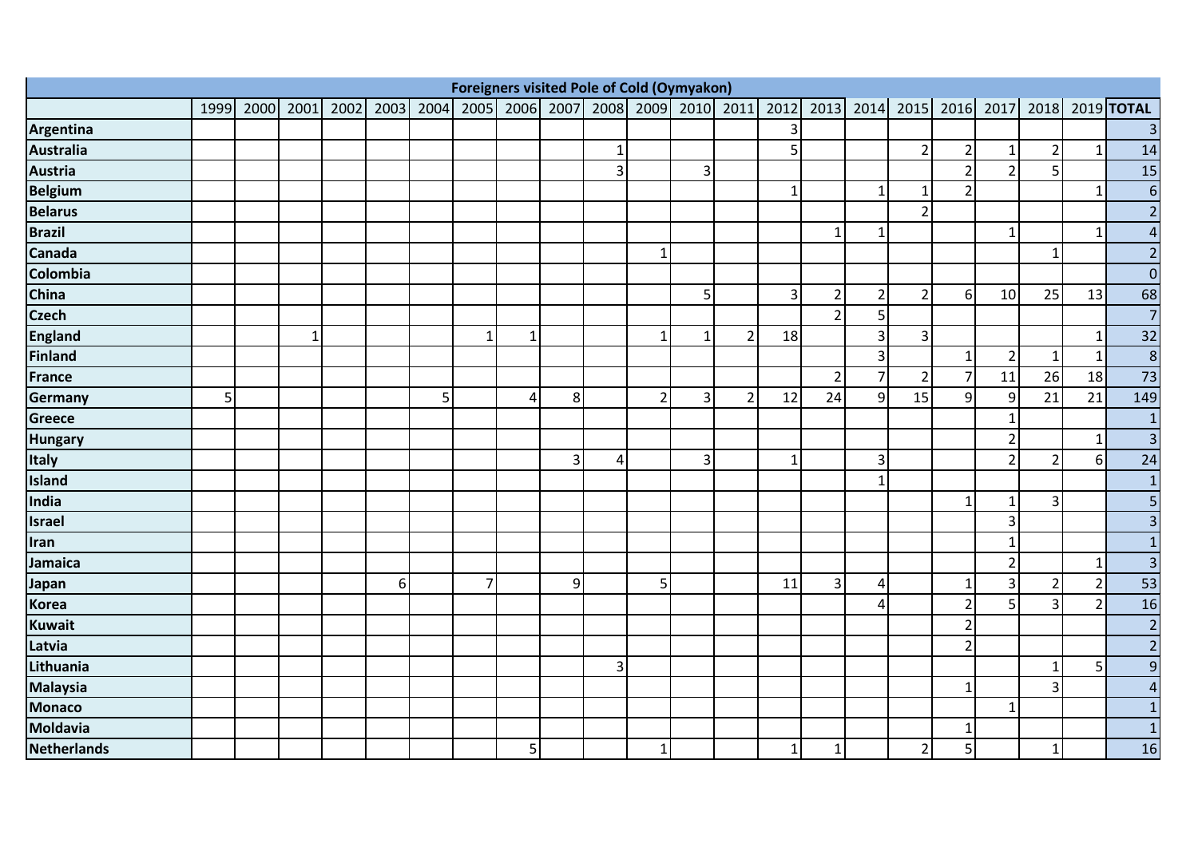| Foreigners visited Pole of Cold (Oymyakon) | | | | | | | | | | | | | | | | | | | | | | |
|---|---|---|---|---|---|---|---|---|---|---|---|---|---|---|---|---|---|---|---|---|---|---|
| | 1999 | 2000 | 2001 | 2002 | 2003 | 2004 | 2005 | 2006 | 2007 | 2008 | 2009 | 2010 | 2011 | 2012 | 2013 | 2014 | 2015 | 2016 | 2017 | 2018 | 2019 | **TOTAL** |
| **Argentina** | | | | | | | | | | | | | | 3 | | | | | | | | 3 |
| **Australia** | | | | | | | | | | 1 | | | | 5 | | | 2 | 2 | 1 | 2 | 1 | 14 |
| **Austria** | | | | | | | | | | 3 | | 3 | | | | | | 2 | 2 | 5 | | 15 |
| **Belgium** | | | | | | | | | | | | | | 1 | | 1 | 1 | 2 | | | 1 | 6 |
| **Belarus** | | | | | | | | | | | | | | | | | 2 | | | | | 2 |
| **Brazil** | | | | | | | | | | | | | | | 1 | 1 | | | 1 | | 1 | 4 |
| **Canada** | | | | | | | | | | | 1 | | | | | | | | | 1 | | 2 |
| **Colombia** | | | | | | | | | | | | | | | | | | | | | | 0 |
| **China** | | | | | | | | | | | | 5 | | 3 | 2 | 2 | 2 | 6 | 10 | 25 | 13 | 68 |
| **Czech** | | | | | | | | | | | | | | | 2 | 5 | | | | | | 7 |
| **England** | | | 1 | | | | 1 | 1 | | | 1 | 1 | 2 | 18 | | 3 | 3 | | | | 1 | 32 |
| **Finland** | | | | | | | | | | | | | | | | 3 | | 1 | 2 | 1 | 1 | 8 |
| **France** | | | | | | | | | | | | | | | 2 | 7 | 2 | 7 | 11 | 26 | 18 | 73 |
| **Germany** | 5 | | | | | 5 | | 4 | 8 | | 2 | 3 | 2 | 12 | 24 | 9 | 15 | 9 | 9 | 21 | 21 | 149 |
| **Greece** | | | | | | | | | | | | | | | | | | | 1 | | | 1 |
| **Hungary** | | | | | | | | | | | | | | | | | | | 2 | | 1 | 3 |
| **Italy** | | | | | | | | | 3 | 4 | | 3 | | 1 | | 3 | | | 2 | 2 | 6 | 24 |
| **Island** | | | | | | | | | | | | | | | | 1 | | | | | | 1 |
| **India** | | | | | | | | | | | | | | | | | | 1 | 1 | 3 | | 5 |
| **Israel** | | | | | | | | | | | | | | | | | | | 3 | | | 3 |
| **Iran** | | | | | | | | | | | | | | | | | | | 1 | | | 1 |
| **Jamaica** | | | | | | | | | | | | | | | | | | | 2 | | 1 | 3 |
| **Japan** | | | | | 6 | | 7 | | 9 | | 5 | | | 11 | 3 | 4 | | 1 | 3 | 2 | 2 | 53 |
| **Korea** | | | | | | | | | | | | | | | | 4 | | 2 | 5 | 3 | 2 | 16 |
| **Kuwait** | | | | | | | | | | | | | | | | | | 2 | | | | 2 |
| **Latvia** | | | | | | | | | | | | | | | | | | 2 | | | | 2 |
| **Lithuania** | | | | | | | | | | 3 | | | | | | | | | | 1 | 5 | 9 |
| **Malaysia** | | | | | | | | | | | | | | | | | | 1 | | 3 | | 4 |
| **Monaco** | | | | | | | | | | | | | | | | | | | 1 | | | 1 |
| **Moldavia** | | | | | | | | | | | | | | | | | | 1 | | | | 1 |
| **Netherlands** | | | | | | | | 5 | | | 1 | | | 1 | 1 | | 2 | 5 | | 1 | | 16 |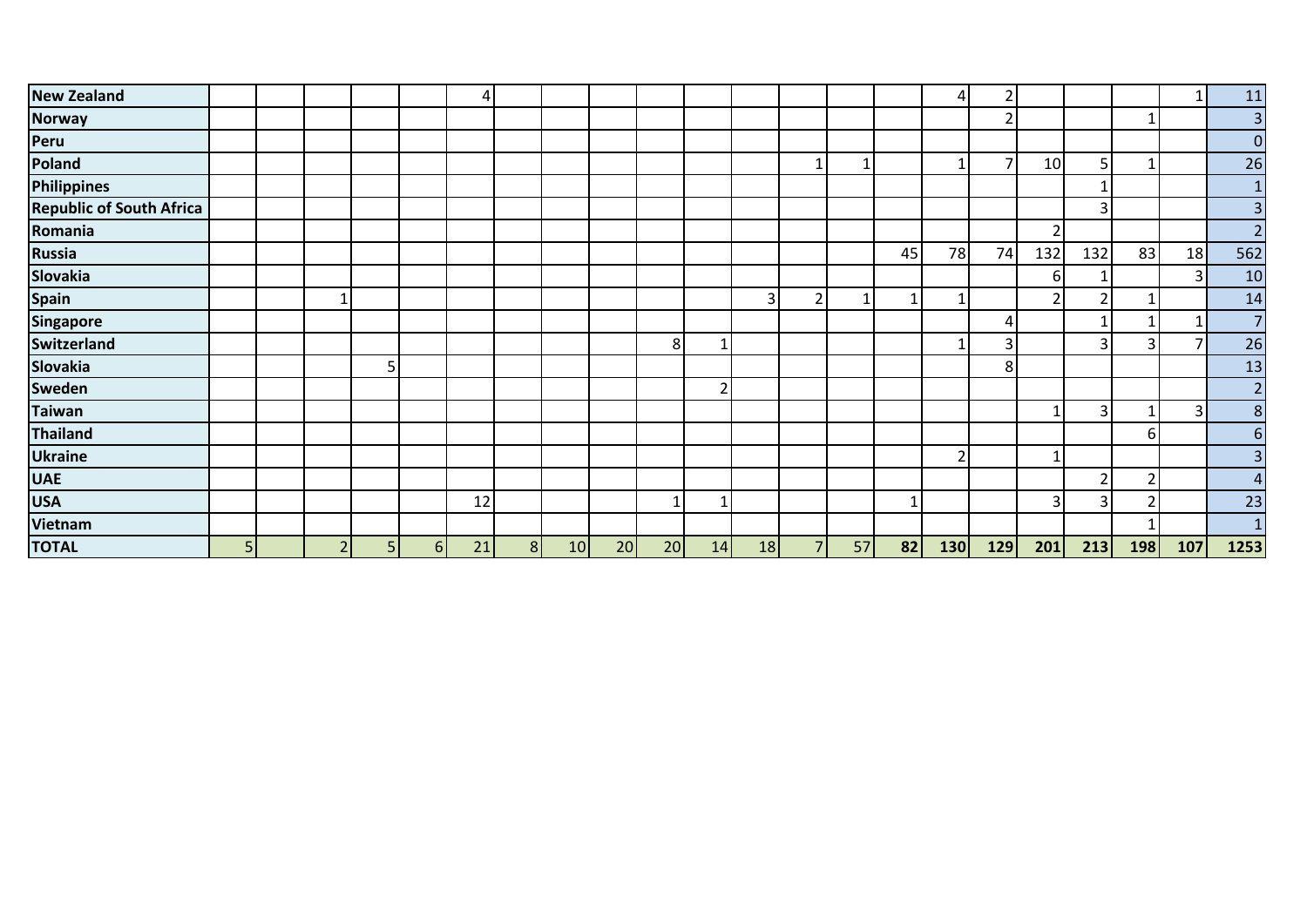| | | | | | | | | | | | | | | | | | | | | | | |
|---|---|---|---|---|---|---|---|---|---|---|---|---|---|---|---|---|---|---|---|---|---|---|
| **New Zealand** | | | | | | 4 | | | | | | | | | | 4 | 2 | | | | 1 | 11 |
| **Norway** | | | | | | | | | | | | | | | | | 2 | | | 1 | | 3 |
| **Peru** | | | | | | | | | | | | | | | | | | | | | | 0 |
| **Poland** | | | | | | | | | | | | | 1 | 1 | | 1 | 7 | 10 | 5 | 1 | | 26 |
| **Philippines** | | | | | | | | | | | | | | | | | | | 1 | | | 1 |
| **Republic of South Africa** | | | | | | | | | | | | | | | | | | | 3 | | | 3 |
| **Romania** | | | | | | | | | | | | | | | | | | 2 | | | | 2 |
| **Russia** | | | | | | | | | | | | | | | 45 | 78 | 74 | 132 | 132 | 83 | 18 | 562 |
| **Slovakia** | | | | | | | | | | | | | | | | | | 6 | 1 | | 3 | 10 |
| **Spain** | | | 1 | | | | | | | | | 3 | 2 | 1 | 1 | 1 | | 2 | 2 | 1 | | 14 |
| **Singapore** | | | | | | | | | | | | | | | | | 4 | | 1 | 1 | 1 | 7 |
| **Switzerland** | | | | | | | | | | 8 | 1 | | | | | 1 | 3 | | 3 | 3 | 7 | 26 |
| **Slovakia** | | | | 5 | | | | | | | | | | | | | 8 | | | | | 13 |
| **Sweden** | | | | | | | | | | | 2 | | | | | | | | | | | 2 |
| **Taiwan** | | | | | | | | | | | | | | | | | | 1 | 3 | 1 | 3 | 8 |
| **Thailand** | | | | | | | | | | | | | | | | | | | | 6 | | 6 |
| **Ukraine** | | | | | | | | | | | | | | | | 2 | | 1 | | | | 3 |
| **UAE** | | | | | | | | | | | | | | | | | | | 2 | 2 | | 4 |
| **USA** | | | | | | 12 | | | | 1 | 1 | | | | 1 | | | 3 | 3 | 2 | | 23 |
| **Vietnam** | | | | | | | | | | | | | | | | | | | | 1 | | 1 |
| **TOTAL** | 5 | | 2 | 5 | 6 | 21 | 8 | 10 | 20 | 20 | 14 | 18 | 7 | 57 | **82** | **130** | **129** | **201** | **213** | **198** | **107** | **1253** |